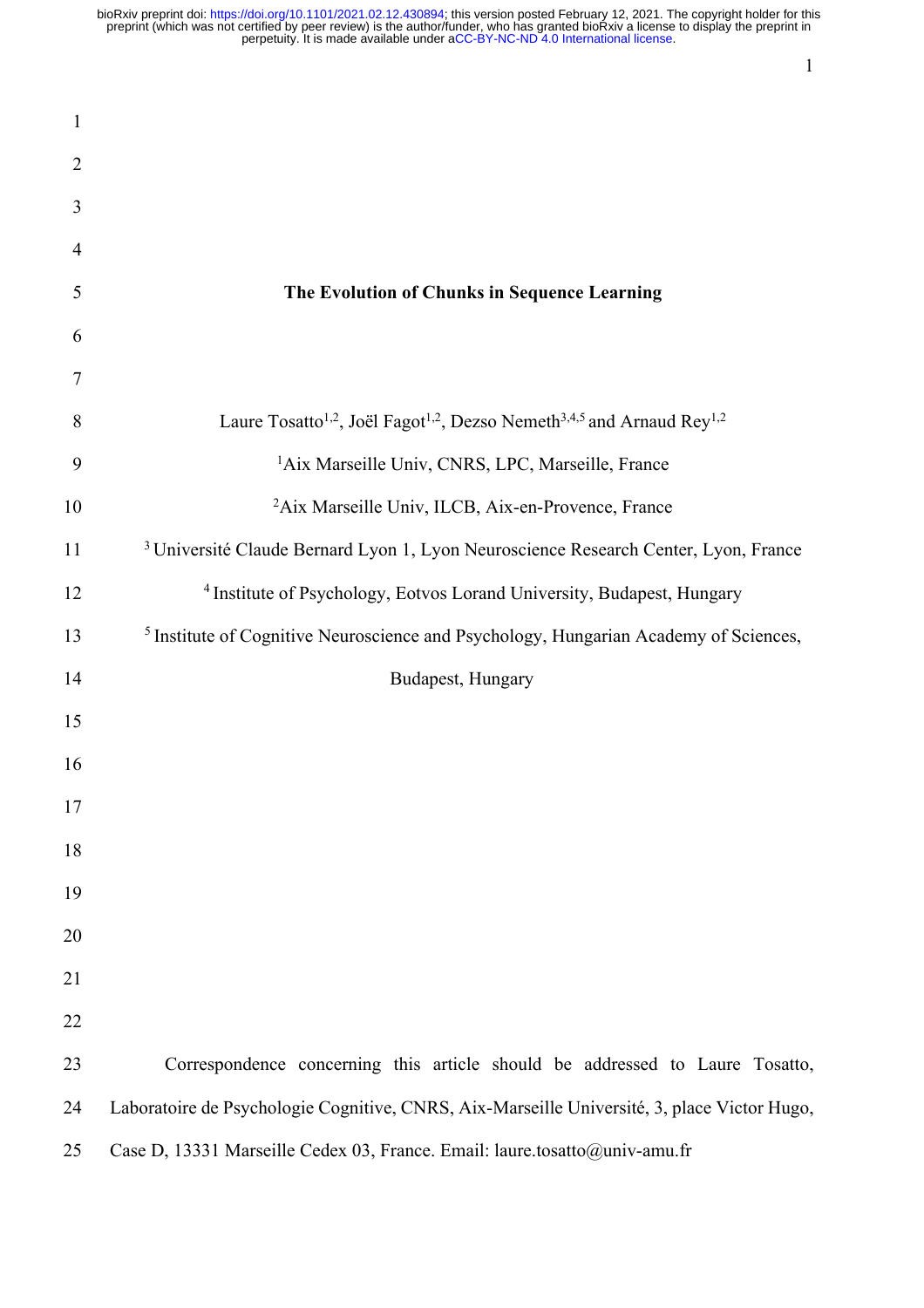# The Evolution of Chunks in Sequence Learning

Laure Tosatto[1,2], Joël Fagot[1,2], Dezso Nemeth[3,4,5] and Arnaud Rey[1,2]

[1]Aix Marseille Univ, CNRS, LPC, Marseille, France

[2]Aix Marseille Univ, ILCB, Aix-en-Provence, France

[3] Université Claude Bernard Lyon 1, Lyon Neuroscience Research Center, Lyon, France

[4] Institute of Psychology, Eotvos Lorand University, Budapest, Hungary

[5] Institute of Cognitive Neuroscience and Psychology, Hungarian Academy of Sciences, Budapest, Hungary

Correspondence concerning this article should be addressed to Laure Tosatto, Laboratoire de Psychologie Cognitive, CNRS, Aix-Marseille Université, 3, place Victor Hugo, Case D, 13331 Marseille Cedex 03, France. Email: laure.tosatto@univ-amu.fr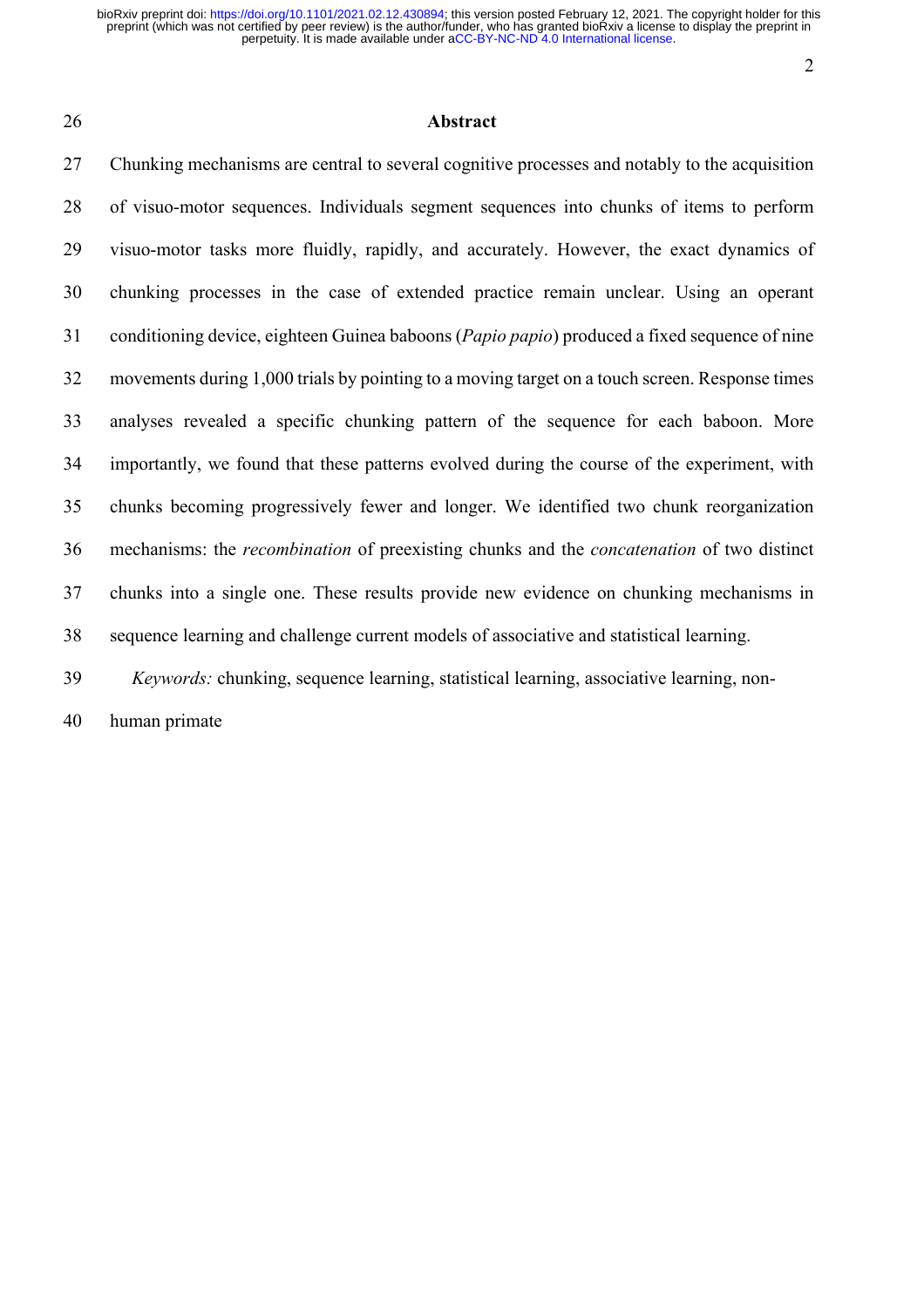## Abstract

Chunking mechanisms are central to several cognitive processes and notably to the acquisition of visuo-motor sequences. Individuals segment sequences into chunks of items to perform visuo-motor tasks more fluidly, rapidly, and accurately. However, the exact dynamics of chunking processes in the case of extended practice remain unclear. Using an operant conditioning device, eighteen Guinea baboons (*Papio papio*) produced a fixed sequence of nine movements during 1,000 trials by pointing to a moving target on a touch screen. Response times analyses revealed a specific chunking pattern of the sequence for each baboon. More importantly, we found that these patterns evolved during the course of the experiment, with chunks becoming progressively fewer and longer. We identified two chunk reorganization mechanisms: the *recombination* of preexisting chunks and the *concatenation* of two distinct chunks into a single one. These results provide new evidence on chunking mechanisms in sequence learning and challenge current models of associative and statistical learning.

*Keywords:* chunking, sequence learning, statistical learning, associative learning, non-human primate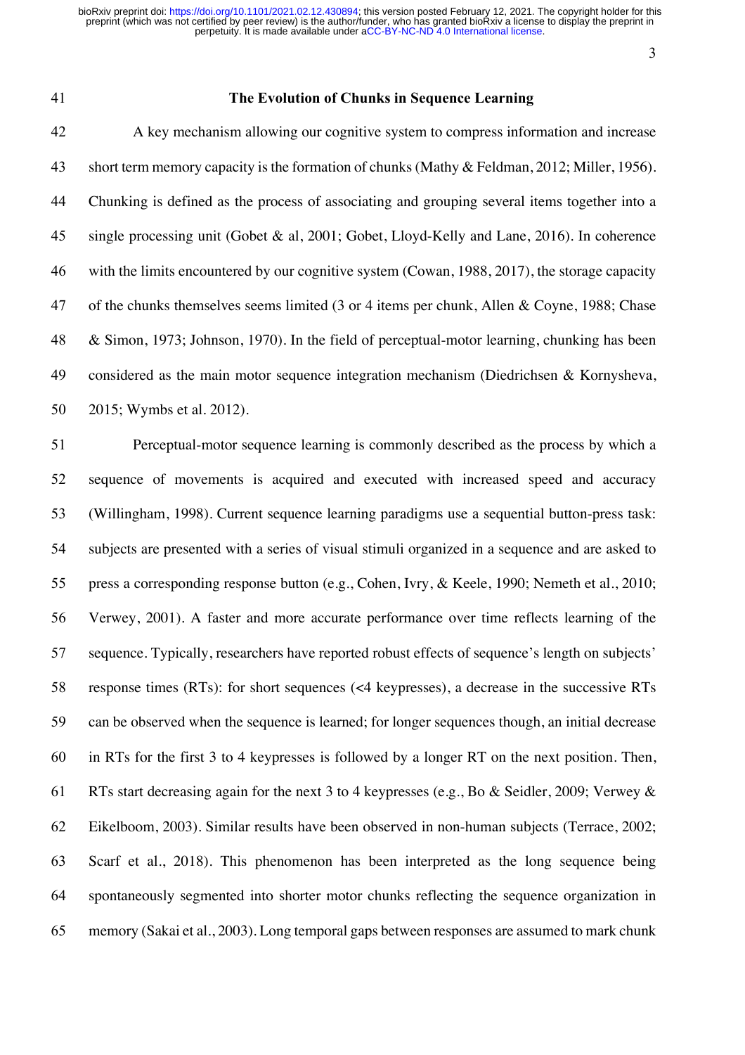## The Evolution of Chunks in Sequence Learning

A key mechanism allowing our cognitive system to compress information and increase short term memory capacity is the formation of chunks (Mathy & Feldman, 2012; Miller, 1956). Chunking is defined as the process of associating and grouping several items together into a single processing unit (Gobet & al, 2001; Gobet, Lloyd-Kelly and Lane, 2016). In coherence with the limits encountered by our cognitive system (Cowan, 1988, 2017), the storage capacity of the chunks themselves seems limited (3 or 4 items per chunk, Allen & Coyne, 1988; Chase & Simon, 1973; Johnson, 1970). In the field of perceptual-motor learning, chunking has been considered as the main motor sequence integration mechanism (Diedrichsen & Kornysheva, 2015; Wymbs et al. 2012).

Perceptual-motor sequence learning is commonly described as the process by which a sequence of movements is acquired and executed with increased speed and accuracy (Willingham, 1998). Current sequence learning paradigms use a sequential button-press task: subjects are presented with a series of visual stimuli organized in a sequence and are asked to press a corresponding response button (e.g., Cohen, Ivry, & Keele, 1990; Nemeth et al., 2010; Verwey, 2001). A faster and more accurate performance over time reflects learning of the sequence. Typically, researchers have reported robust effects of sequence's length on subjects' response times (RTs): for short sequences (<4 keypresses), a decrease in the successive RTs can be observed when the sequence is learned; for longer sequences though, an initial decrease in RTs for the first 3 to 4 keypresses is followed by a longer RT on the next position. Then, RTs start decreasing again for the next 3 to 4 keypresses (e.g., Bo & Seidler, 2009; Verwey & Eikelboom, 2003). Similar results have been observed in non-human subjects (Terrace, 2002; Scarf et al., 2018). This phenomenon has been interpreted as the long sequence being spontaneously segmented into shorter motor chunks reflecting the sequence organization in memory (Sakai et al., 2003). Long temporal gaps between responses are assumed to mark chunk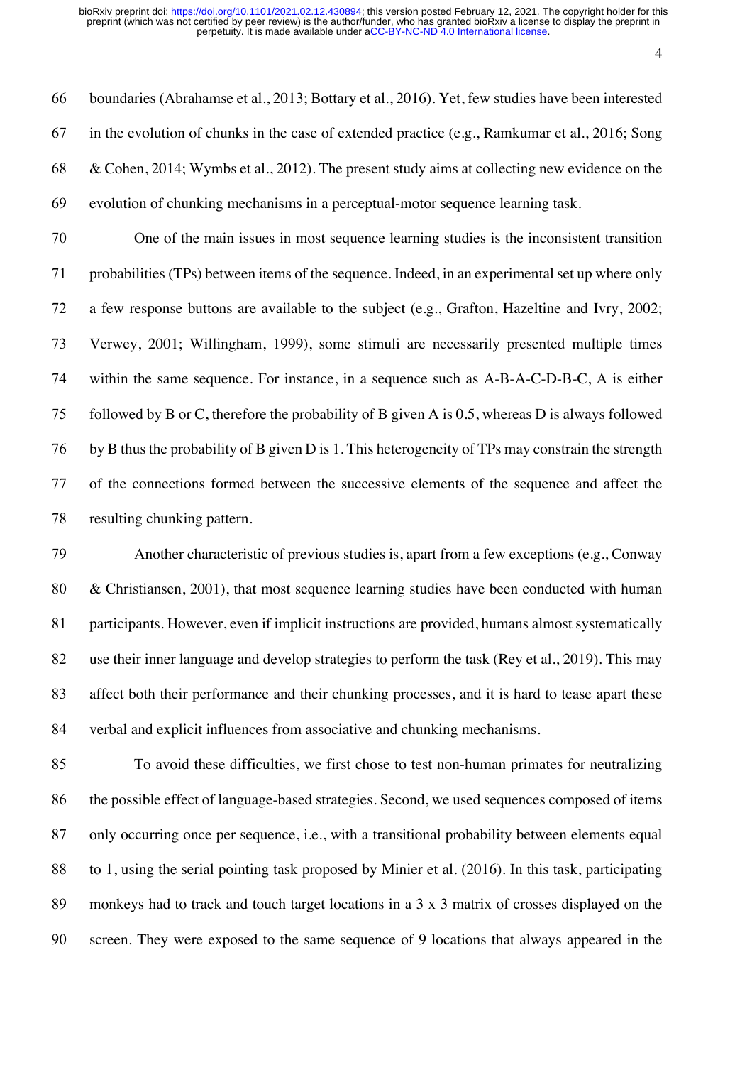boundaries (Abrahamse et al., 2013; Bottary et al., 2016). Yet, few studies have been interested in the evolution of chunks in the case of extended practice (e.g., Ramkumar et al., 2016; Song & Cohen, 2014; Wymbs et al., 2012). The present study aims at collecting new evidence on the evolution of chunking mechanisms in a perceptual-motor sequence learning task.

One of the main issues in most sequence learning studies is the inconsistent transition probabilities (TPs) between items of the sequence. Indeed, in an experimental set up where only a few response buttons are available to the subject (e.g., Grafton, Hazeltine and Ivry, 2002; Verwey, 2001; Willingham, 1999), some stimuli are necessarily presented multiple times within the same sequence. For instance, in a sequence such as A-B-A-C-D-B-C, A is either followed by B or C, therefore the probability of B given A is 0.5, whereas D is always followed by B thus the probability of B given D is 1. This heterogeneity of TPs may constrain the strength of the connections formed between the successive elements of the sequence and affect the resulting chunking pattern.

Another characteristic of previous studies is, apart from a few exceptions (e.g., Conway & Christiansen, 2001), that most sequence learning studies have been conducted with human participants. However, even if implicit instructions are provided, humans almost systematically use their inner language and develop strategies to perform the task (Rey et al., 2019). This may affect both their performance and their chunking processes, and it is hard to tease apart these verbal and explicit influences from associative and chunking mechanisms.

To avoid these difficulties, we first chose to test non-human primates for neutralizing the possible effect of language-based strategies. Second, we used sequences composed of items only occurring once per sequence, i.e., with a transitional probability between elements equal to 1, using the serial pointing task proposed by Minier et al. (2016). In this task, participating monkeys had to track and touch target locations in a 3 x 3 matrix of crosses displayed on the screen. They were exposed to the same sequence of 9 locations that always appeared in the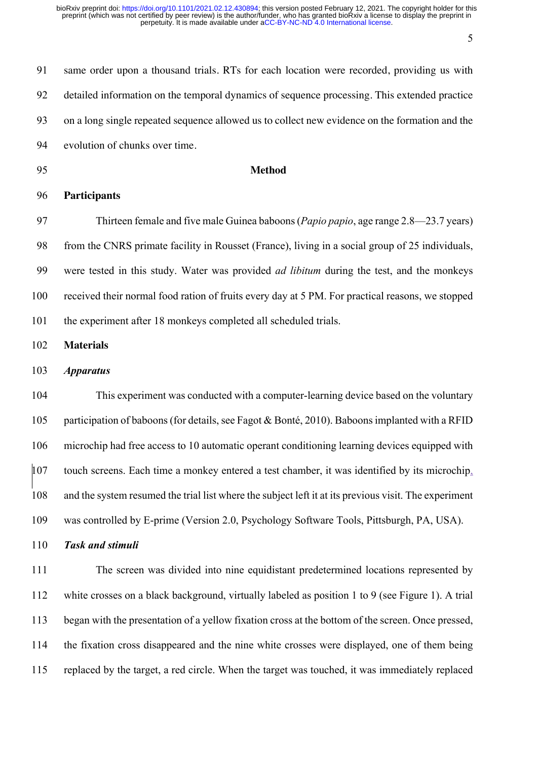same order upon a thousand trials. RTs for each location were recorded, providing us with detailed information on the temporal dynamics of sequence processing. This extended practice on a long single repeated sequence allowed us to collect new evidence on the formation and the evolution of chunks over time.

## Method

### Participants

Thirteen female and five male Guinea baboons (*Papio papio*, age range 2.8—23.7 years) from the CNRS primate facility in Rousset (France), living in a social group of 25 individuals, were tested in this study. Water was provided *ad libitum* during the test, and the monkeys received their normal food ration of fruits every day at 5 PM. For practical reasons, we stopped the experiment after 18 monkeys completed all scheduled trials.

### Materials

#### *Apparatus*

This experiment was conducted with a computer-learning device based on the voluntary participation of baboons (for details, see Fagot & Bonté, 2010). Baboons implanted with a RFID microchip had free access to 10 automatic operant conditioning learning devices equipped with touch screens. Each time a monkey entered a test chamber, it was identified by its microchip, and the system resumed the trial list where the subject left it at its previous visit. The experiment was controlled by E-prime (Version 2.0, Psychology Software Tools, Pittsburgh, PA, USA).

#### *Task and stimuli*

The screen was divided into nine equidistant predetermined locations represented by white crosses on a black background, virtually labeled as position 1 to 9 (see Figure 1). A trial began with the presentation of a yellow fixation cross at the bottom of the screen. Once pressed, the fixation cross disappeared and the nine white crosses were displayed, one of them being replaced by the target, a red circle. When the target was touched, it was immediately replaced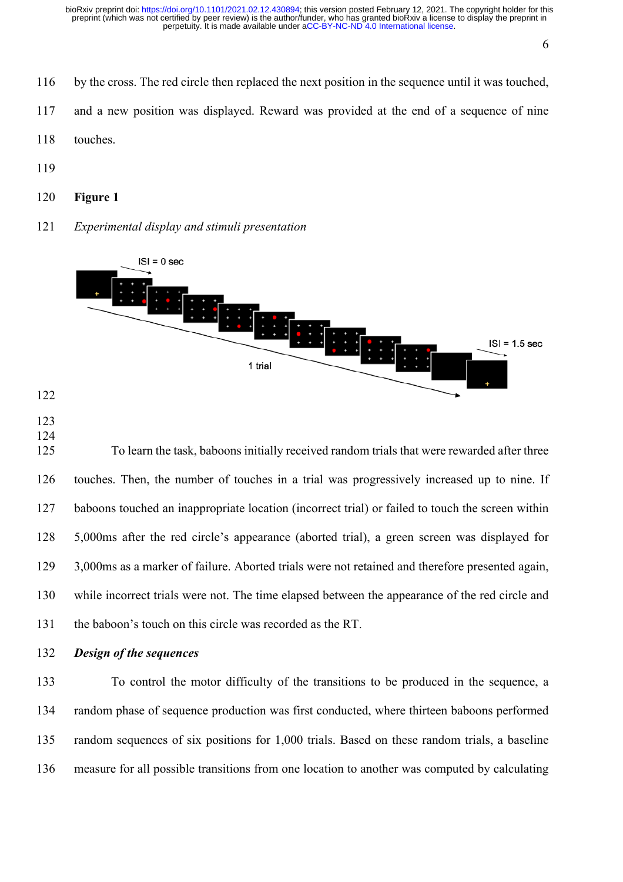by the cross. The red circle then replaced the next position in the sequence until it was touched, and a new position was displayed. Reward was provided at the end of a sequence of nine touches.

**Figure 1**

*Experimental display and stimuli presentation*

To learn the task, baboons initially received random trials that were rewarded after three touches. Then, the number of touches in a trial was progressively increased up to nine. If baboons touched an inappropriate location (incorrect trial) or failed to touch the screen within 5,000ms after the red circle's appearance (aborted trial), a green screen was displayed for 3,000ms as a marker of failure. Aborted trials were not retained and therefore presented again, while incorrect trials were not. The time elapsed between the appearance of the red circle and the baboon's touch on this circle was recorded as the RT.

***Design of the sequences***

To control the motor difficulty of the transitions to be produced in the sequence, a random phase of sequence production was first conducted, where thirteen baboons performed random sequences of six positions for 1,000 trials. Based on these random trials, a baseline measure for all possible transitions from one location to another was computed by calculating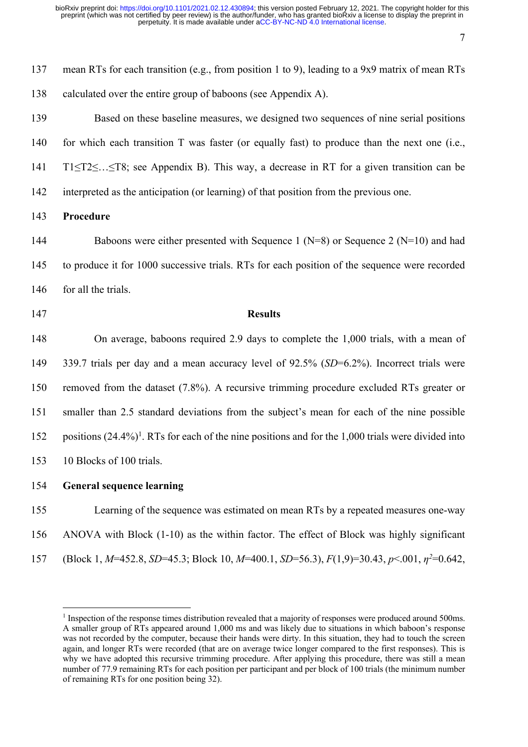mean RTs for each transition (e.g., from position 1 to 9), leading to a 9x9 matrix of mean RTs calculated over the entire group of baboons (see Appendix A).

Based on these baseline measures, we designed two sequences of nine serial positions for which each transition T was faster (or equally fast) to produce than the next one (i.e., $T1 \leq T2 \leq \ldots \leq T8$; see Appendix B). This way, a decrease in RT for a given transition can be interpreted as the anticipation (or learning) of that position from the previous one.

**Procedure**

Baboons were either presented with Sequence 1 (N=8) or Sequence 2 (N=10) and had to produce it for 1000 successive trials. RTs for each position of the sequence were recorded for all the trials.

## Results

On average, baboons required 2.9 days to complete the 1,000 trials, with a mean of 339.7 trials per day and a mean accuracy level of 92.5% (*SD*=6.2%). Incorrect trials were removed from the dataset (7.8%). A recursive trimming procedure excluded RTs greater or smaller than 2.5 standard deviations from the subject's mean for each of the nine possible positions (24.4%)[1]. RTs for each of the nine positions and for the 1,000 trials were divided into 10 Blocks of 100 trials.

**General sequence learning**

Learning of the sequence was estimated on mean RTs by a repeated measures one-way ANOVA with Block (1-10) as the within factor. The effect of Block was highly significant (Block 1, *M*=452.8, *SD*=45.3; Block 10, *M*=400.1, *SD*=56.3), $F(1,9)=30.43$, $p<.001$, $\eta^2=0.642$,

---

[1] Inspection of the response times distribution revealed that a majority of responses were produced around 500ms. A smaller group of RTs appeared around 1,000 ms and was likely due to situations in which baboon's response was not recorded by the computer, because their hands were dirty. In this situation, they had to touch the screen again, and longer RTs were recorded (that are on average twice longer compared to the first responses). This is why we have adopted this recursive trimming procedure. After applying this procedure, there was still a mean number of 77.9 remaining RTs for each position per participant and per block of 100 trials (the minimum number of remaining RTs for one position being 32).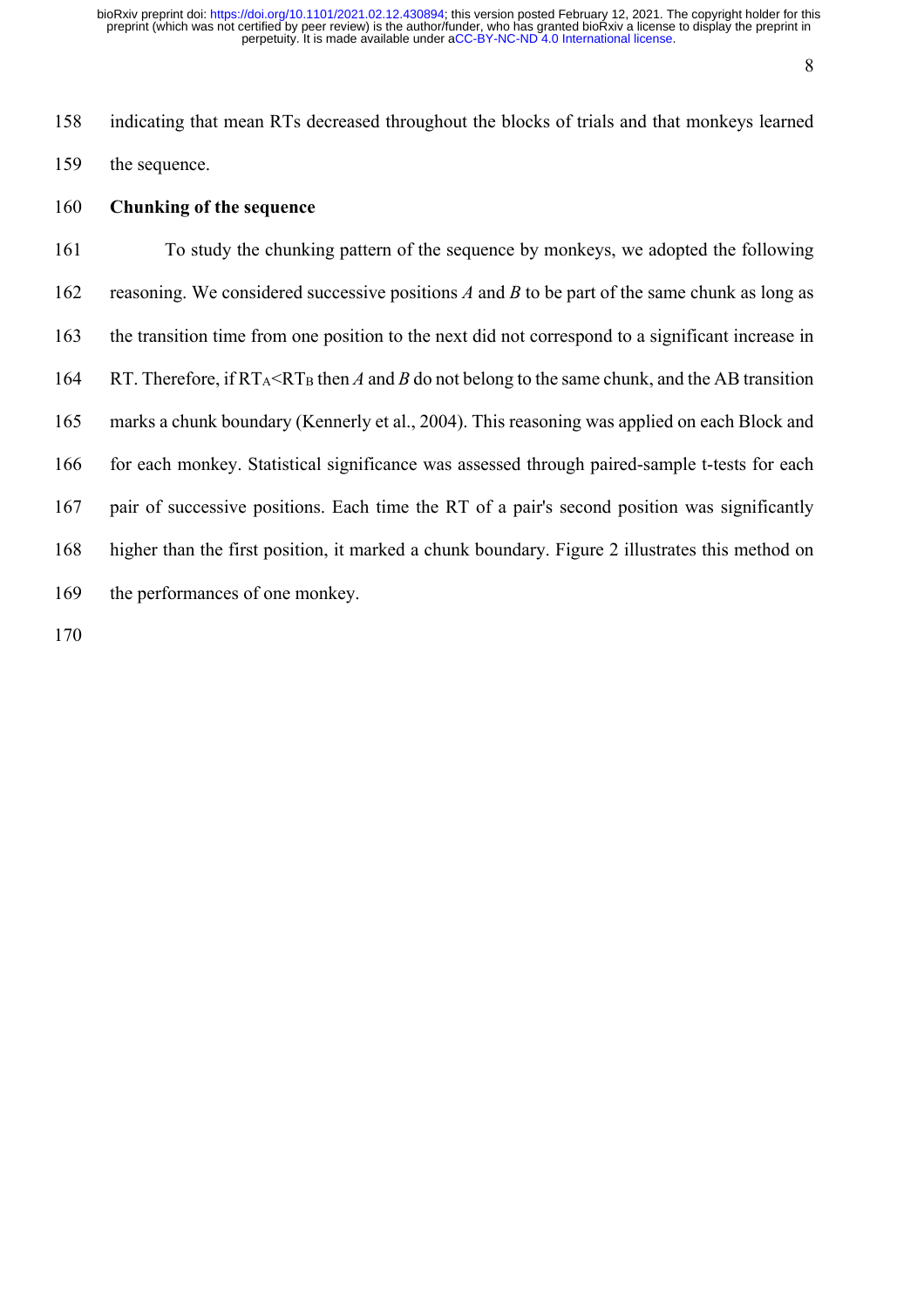indicating that mean RTs decreased throughout the blocks of trials and that monkeys learned the sequence.

**Chunking of the sequence**

To study the chunking pattern of the sequence by monkeys, we adopted the following reasoning. We considered successive positions *A* and *B* to be part of the same chunk as long as the transition time from one position to the next did not correspond to a significant increase in RT. Therefore, if $RT_A < RT_B$ then *A* and *B* do not belong to the same chunk, and the AB transition marks a chunk boundary (Kennerly et al., 2004). This reasoning was applied on each Block and for each monkey. Statistical significance was assessed through paired-sample t-tests for each pair of successive positions. Each time the RT of a pair's second position was significantly higher than the first position, it marked a chunk boundary. Figure 2 illustrates this method on the performances of one monkey.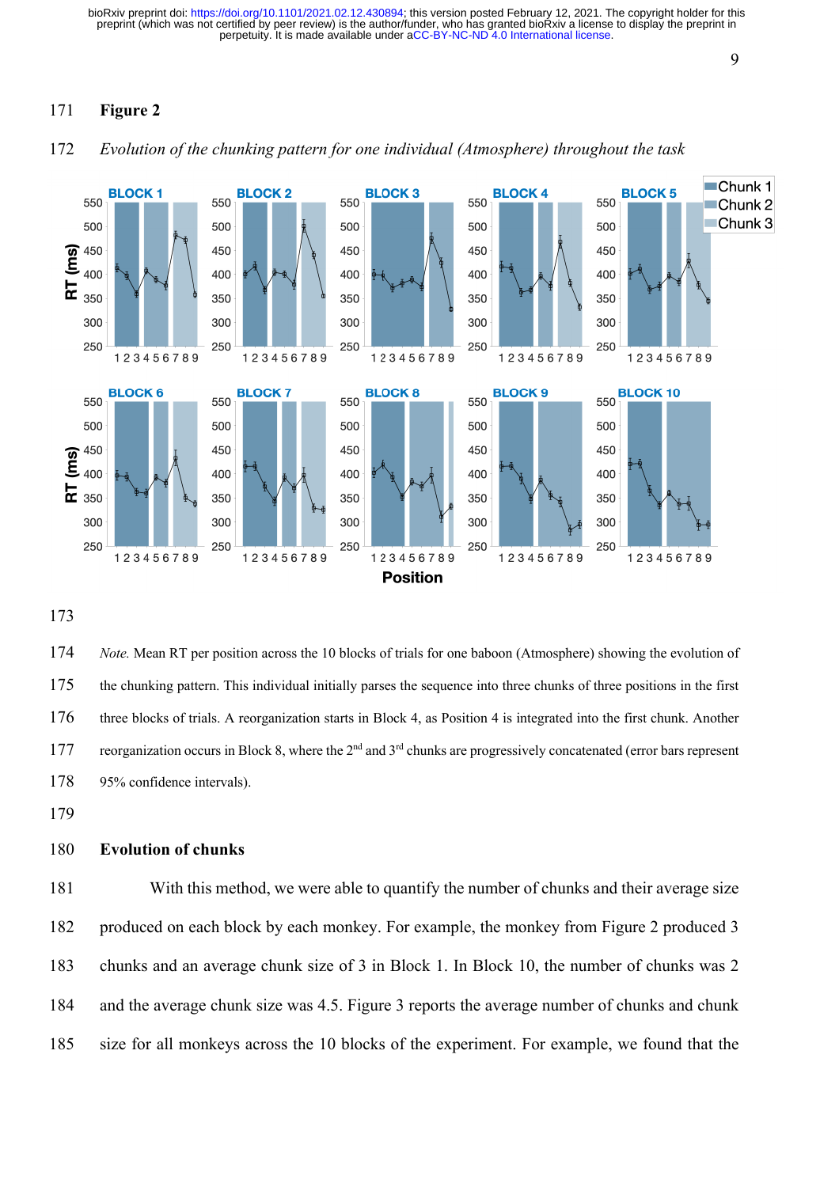**Figure 2**

*Evolution of the chunking pattern for one individual (Atmosphere) throughout the task*

*Note.* Mean RT per position across the 10 blocks of trials for one baboon (Atmosphere) showing the evolution of the chunking pattern. This individual initially parses the sequence into three chunks of three positions in the first three blocks of trials. A reorganization starts in Block 4, as Position 4 is integrated into the first chunk. Another reorganization occurs in Block 8, where the 2nd and 3rd chunks are progressively concatenated (error bars represent 95% confidence intervals).

## Evolution of chunks

With this method, we were able to quantify the number of chunks and their average size produced on each block by each monkey. For example, the monkey from Figure 2 produced 3 chunks and an average chunk size of 3 in Block 1. In Block 10, the number of chunks was 2 and the average chunk size was 4.5. Figure 3 reports the average number of chunks and chunk size for all monkeys across the 10 blocks of the experiment. For example, we found that the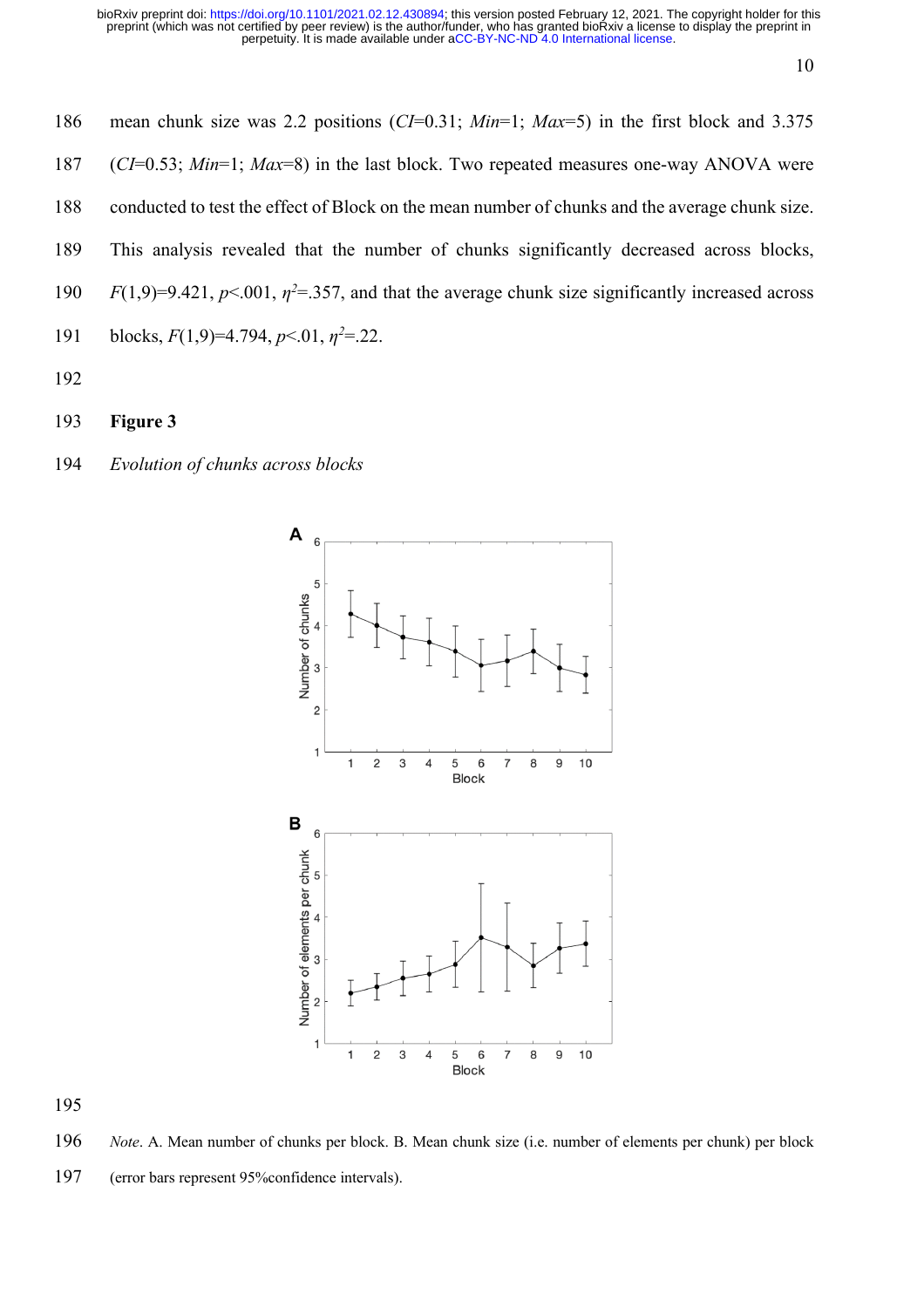mean chunk size was 2.2 positions (*CI*=0.31; *Min*=1; *Max*=5) in the first block and 3.375 (*CI*=0.53; *Min*=1; *Max*=8) in the last block. Two repeated measures one-way ANOVA were conducted to test the effect of Block on the mean number of chunks and the average chunk size. This analysis revealed that the number of chunks significantly decreased across blocks, $F(1,9)=9.421$, $p<.001$, $\eta^2=.357$, and that the average chunk size significantly increased across blocks, $F(1,9)=4.794$, $p<.01$, $\eta^2=.22$.

**Figure 3**

*Evolution of chunks across blocks*

*Note*. A. Mean number of chunks per block. B. Mean chunk size (i.e. number of elements per chunk) per block (error bars represent 95%confidence intervals).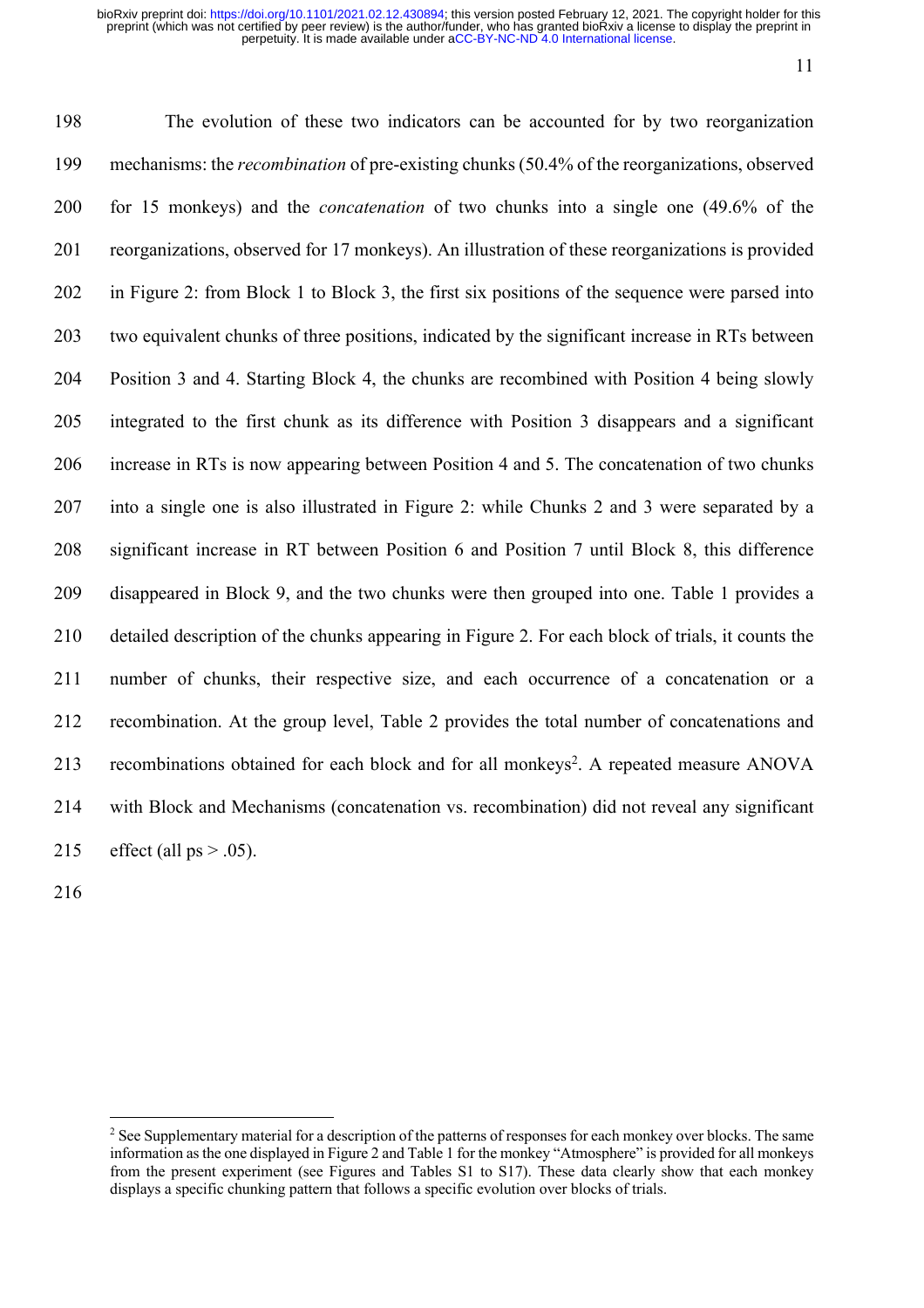The evolution of these two indicators can be accounted for by two reorganization mechanisms: the *recombination* of pre-existing chunks (50.4% of the reorganizations, observed for 15 monkeys) and the *concatenation* of two chunks into a single one (49.6% of the reorganizations, observed for 17 monkeys). An illustration of these reorganizations is provided in Figure 2: from Block 1 to Block 3, the first six positions of the sequence were parsed into two equivalent chunks of three positions, indicated by the significant increase in RTs between Position 3 and 4. Starting Block 4, the chunks are recombined with Position 4 being slowly integrated to the first chunk as its difference with Position 3 disappears and a significant increase in RTs is now appearing between Position 4 and 5. The concatenation of two chunks into a single one is also illustrated in Figure 2: while Chunks 2 and 3 were separated by a significant increase in RT between Position 6 and Position 7 until Block 8, this difference disappeared in Block 9, and the two chunks were then grouped into one. Table 1 provides a detailed description of the chunks appearing in Figure 2. For each block of trials, it counts the number of chunks, their respective size, and each occurrence of a concatenation or a recombination. At the group level, Table 2 provides the total number of concatenations and recombinations obtained for each block and for all monkeys[2]. A repeated measure ANOVA with Block and Mechanisms (concatenation vs. recombination) did not reveal any significant effect (all ps > .05).

---

[2] See Supplementary material for a description of the patterns of responses for each monkey over blocks. The same information as the one displayed in Figure 2 and Table 1 for the monkey "Atmosphere" is provided for all monkeys from the present experiment (see Figures and Tables S1 to S17). These data clearly show that each monkey displays a specific chunking pattern that follows a specific evolution over blocks of trials.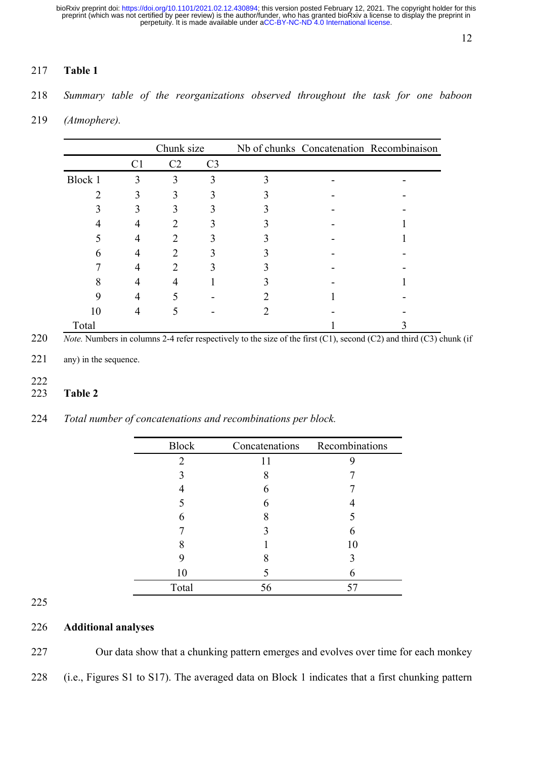**Table 1**

*Summary table of the reorganizations observed throughout the task for one baboon (Atmophere).*

| | Chunk size | | | Nb of chunks | Concatenation | Recombinaison |
|---|---|---|---|---|---|---|
| | C1 | C2 | C3 | | | |
| Block 1 | 3 | 3 | 3 | 3 | - | - |
| 2 | 3 | 3 | 3 | 3 | - | - |
| 3 | 3 | 3 | 3 | 3 | - | - |
| 4 | 4 | 2 | 3 | 3 | - | 1 |
| 5 | 4 | 2 | 3 | 3 | - | 1 |
| 6 | 4 | 2 | 3 | 3 | - | - |
| 7 | 4 | 2 | 3 | 3 | - | - |
| 8 | 4 | 4 | 1 | 3 | - | 1 |
| 9 | 4 | 5 | - | 2 | 1 | - |
| 10 | 4 | 5 | - | 2 | - | - |
| Total | | | | | 1 | 3 |

*Note.* Numbers in columns 2-4 refer respectively to the size of the first (C1), second (C2) and third (C3) chunk (if any) in the sequence.

**Table 2**

*Total number of concatenations and recombinations per block.*

| Block | Concatenations | Recombinations |
|---|---|---|
| 2 | 11 | 9 |
| 3 | 8 | 7 |
| 4 | 6 | 7 |
| 5 | 6 | 4 |
| 6 | 8 | 5 |
| 7 | 3 | 6 |
| 8 | 1 | 10 |
| 9 | 8 | 3 |
| 10 | 5 | 6 |
| Total | 56 | 57 |

**Additional analyses**

Our data show that a chunking pattern emerges and evolves over time for each monkey (i.e., Figures S1 to S17). The averaged data on Block 1 indicates that a first chunking pattern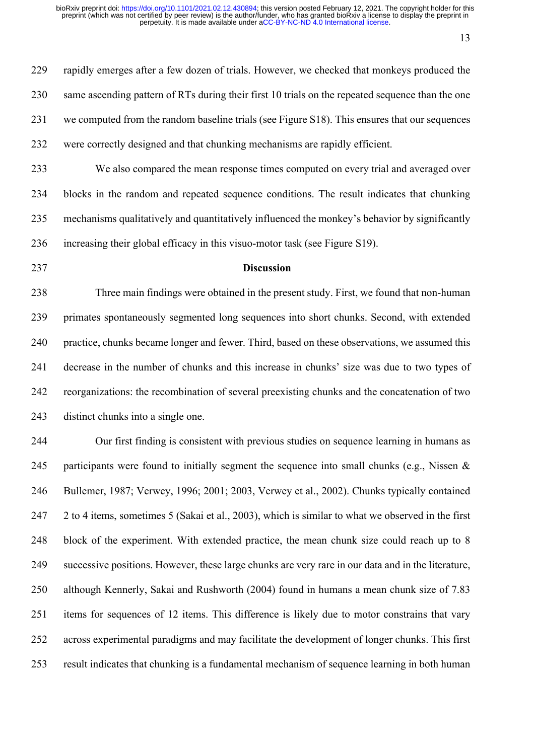rapidly emerges after a few dozen of trials. However, we checked that monkeys produced the same ascending pattern of RTs during their first 10 trials on the repeated sequence than the one we computed from the random baseline trials (see Figure S18). This ensures that our sequences were correctly designed and that chunking mechanisms are rapidly efficient.

We also compared the mean response times computed on every trial and averaged over blocks in the random and repeated sequence conditions. The result indicates that chunking mechanisms qualitatively and quantitatively influenced the monkey's behavior by significantly increasing their global efficacy in this visuo-motor task (see Figure S19).

## Discussion

Three main findings were obtained in the present study. First, we found that non-human primates spontaneously segmented long sequences into short chunks. Second, with extended practice, chunks became longer and fewer. Third, based on these observations, we assumed this decrease in the number of chunks and this increase in chunks' size was due to two types of reorganizations: the recombination of several preexisting chunks and the concatenation of two distinct chunks into a single one.

Our first finding is consistent with previous studies on sequence learning in humans as participants were found to initially segment the sequence into small chunks (e.g., Nissen & Bullemer, 1987; Verwey, 1996; 2001; 2003, Verwey et al., 2002). Chunks typically contained 2 to 4 items, sometimes 5 (Sakai et al., 2003), which is similar to what we observed in the first block of the experiment. With extended practice, the mean chunk size could reach up to 8 successive positions. However, these large chunks are very rare in our data and in the literature, although Kennerly, Sakai and Rushworth (2004) found in humans a mean chunk size of 7.83 items for sequences of 12 items. This difference is likely due to motor constrains that vary across experimental paradigms and may facilitate the development of longer chunks. This first result indicates that chunking is a fundamental mechanism of sequence learning in both human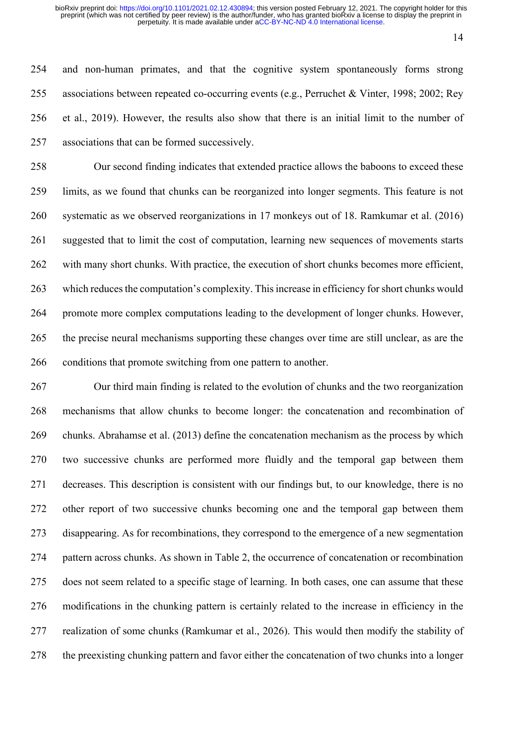and non-human primates, and that the cognitive system spontaneously forms strong associations between repeated co-occurring events (e.g., Perruchet & Vinter, 1998; 2002; Rey et al., 2019). However, the results also show that there is an initial limit to the number of associations that can be formed successively.

Our second finding indicates that extended practice allows the baboons to exceed these limits, as we found that chunks can be reorganized into longer segments. This feature is not systematic as we observed reorganizations in 17 monkeys out of 18. Ramkumar et al. (2016) suggested that to limit the cost of computation, learning new sequences of movements starts with many short chunks. With practice, the execution of short chunks becomes more efficient, which reduces the computation's complexity. This increase in efficiency for short chunks would promote more complex computations leading to the development of longer chunks. However, the precise neural mechanisms supporting these changes over time are still unclear, as are the conditions that promote switching from one pattern to another.

Our third main finding is related to the evolution of chunks and the two reorganization mechanisms that allow chunks to become longer: the concatenation and recombination of chunks. Abrahamse et al. (2013) define the concatenation mechanism as the process by which two successive chunks are performed more fluidly and the temporal gap between them decreases. This description is consistent with our findings but, to our knowledge, there is no other report of two successive chunks becoming one and the temporal gap between them disappearing. As for recombinations, they correspond to the emergence of a new segmentation pattern across chunks. As shown in Table 2, the occurrence of concatenation or recombination does not seem related to a specific stage of learning. In both cases, one can assume that these modifications in the chunking pattern is certainly related to the increase in efficiency in the realization of some chunks (Ramkumar et al., 2026). This would then modify the stability of the preexisting chunking pattern and favor either the concatenation of two chunks into a longer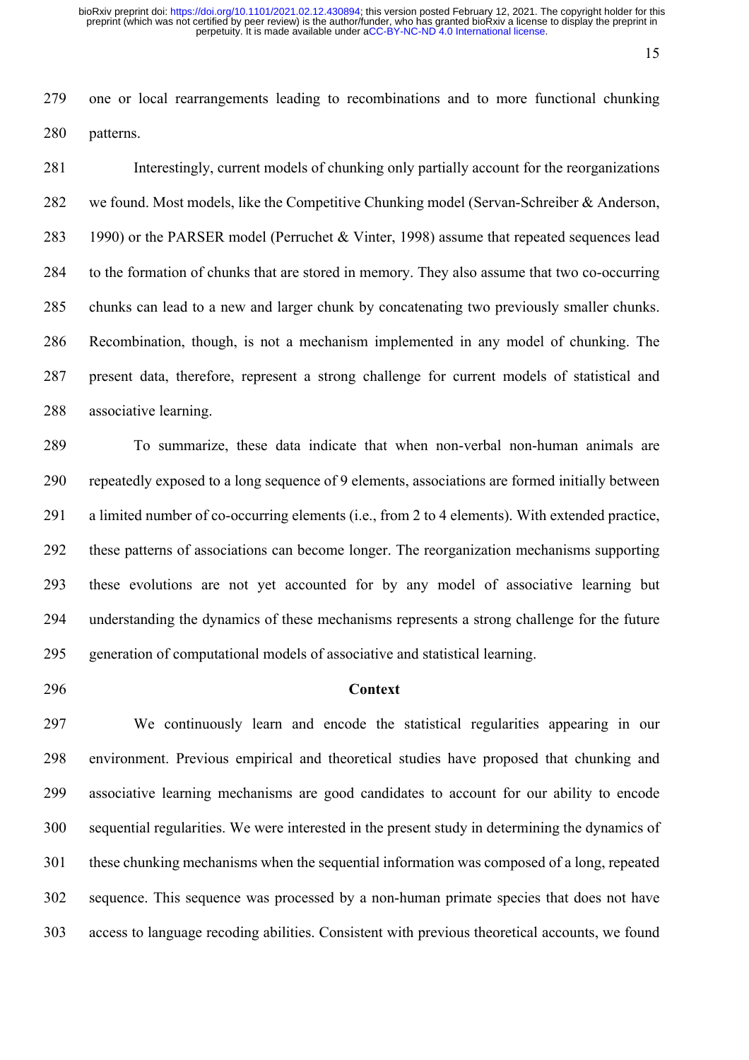one or local rearrangements leading to recombinations and to more functional chunking patterns.

Interestingly, current models of chunking only partially account for the reorganizations we found. Most models, like the Competitive Chunking model (Servan-Schreiber & Anderson, 1990) or the PARSER model (Perruchet & Vinter, 1998) assume that repeated sequences lead to the formation of chunks that are stored in memory. They also assume that two co-occurring chunks can lead to a new and larger chunk by concatenating two previously smaller chunks. Recombination, though, is not a mechanism implemented in any model of chunking. The present data, therefore, represent a strong challenge for current models of statistical and associative learning.

To summarize, these data indicate that when non-verbal non-human animals are repeatedly exposed to a long sequence of 9 elements, associations are formed initially between a limited number of co-occurring elements (i.e., from 2 to 4 elements). With extended practice, these patterns of associations can become longer. The reorganization mechanisms supporting these evolutions are not yet accounted for by any model of associative learning but understanding the dynamics of these mechanisms represents a strong challenge for the future generation of computational models of associative and statistical learning.

## Context

We continuously learn and encode the statistical regularities appearing in our environment. Previous empirical and theoretical studies have proposed that chunking and associative learning mechanisms are good candidates to account for our ability to encode sequential regularities. We were interested in the present study in determining the dynamics of these chunking mechanisms when the sequential information was composed of a long, repeated sequence. This sequence was processed by a non-human primate species that does not have access to language recoding abilities. Consistent with previous theoretical accounts, we found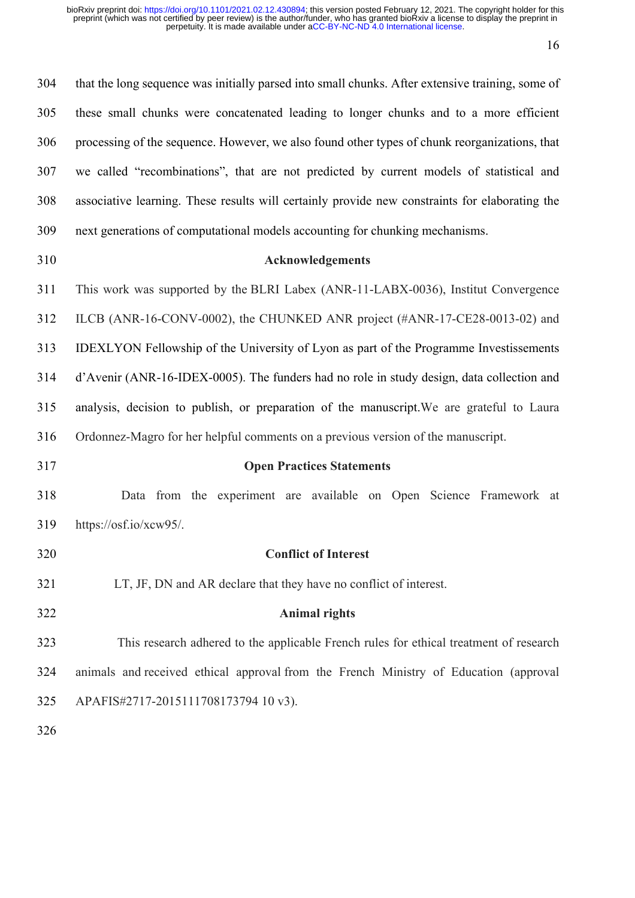that the long sequence was initially parsed into small chunks. After extensive training, some of these small chunks were concatenated leading to longer chunks and to a more efficient processing of the sequence. However, we also found other types of chunk reorganizations, that we called "recombinations", that are not predicted by current models of statistical and associative learning. These results will certainly provide new constraints for elaborating the next generations of computational models accounting for chunking mechanisms.

## Acknowledgements

This work was supported by the BLRI Labex (ANR-11-LABX-0036), Institut Convergence ILCB (ANR-16-CONV-0002), the CHUNKED ANR project (#ANR-17-CE28-0013-02) and IDEXLYON Fellowship of the University of Lyon as part of the Programme Investissements d'Avenir (ANR-16-IDEX-0005). The funders had no role in study design, data collection and analysis, decision to publish, or preparation of the manuscript.We are grateful to Laura Ordonnez-Magro for her helpful comments on a previous version of the manuscript.

## Open Practices Statements

Data from the experiment are available on Open Science Framework at https://osf.io/xcw95/.

## Conflict of Interest

LT, JF, DN and AR declare that they have no conflict of interest.

## Animal rights

This research adhered to the applicable French rules for ethical treatment of research animals and received ethical approval from the French Ministry of Education (approval APAFIS#2717-2015111708173794 10 v3).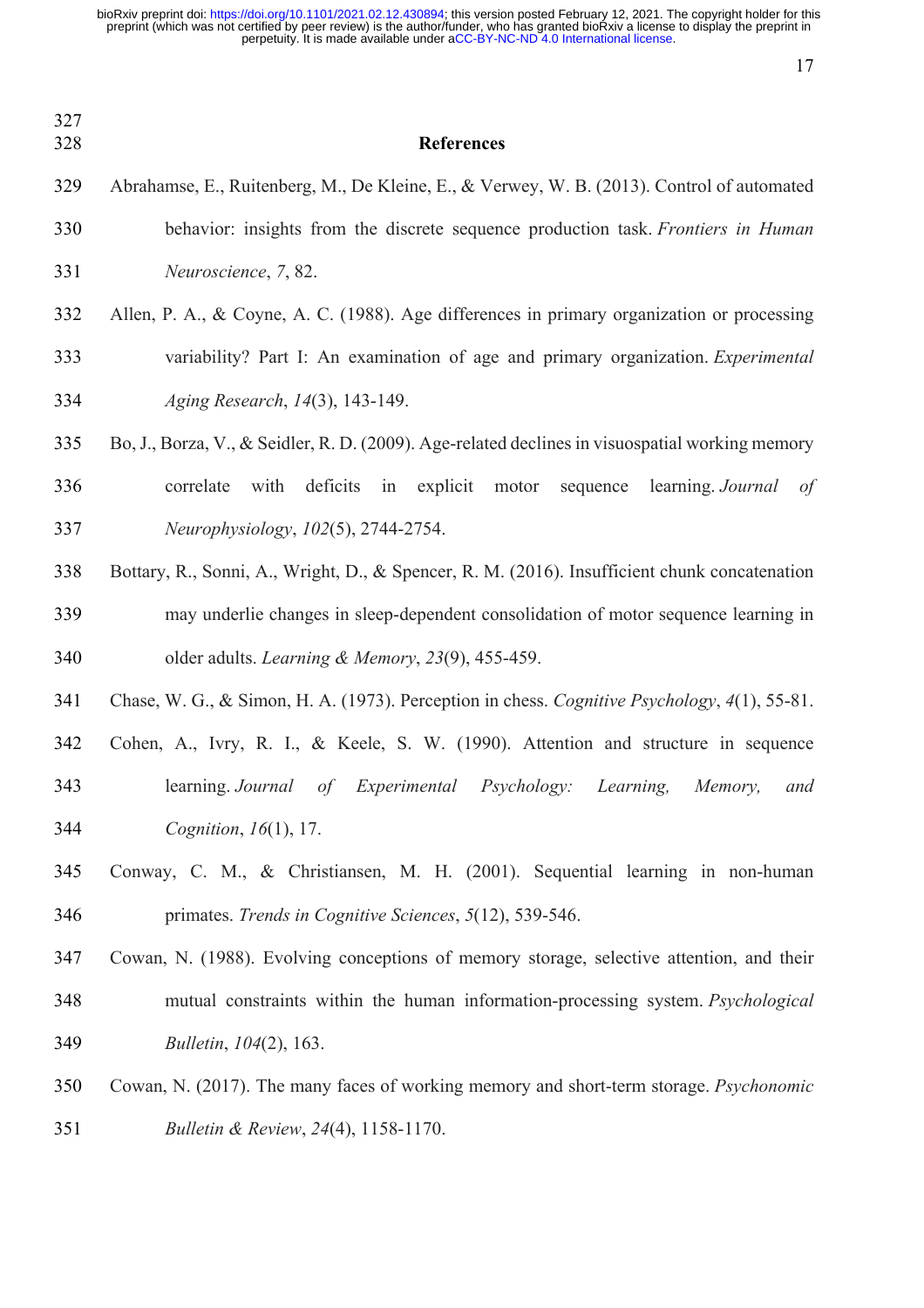## References

Abrahamse, E., Ruitenberg, M., De Kleine, E., & Verwey, W. B. (2013). Control of automated behavior: insights from the discrete sequence production task. *Frontiers in Human Neuroscience*, *7*, 82.

Allen, P. A., & Coyne, A. C. (1988). Age differences in primary organization or processing variability? Part I: An examination of age and primary organization. *Experimental Aging Research*, *14*(3), 143-149.

Bo, J., Borza, V., & Seidler, R. D. (2009). Age-related declines in visuospatial working memory correlate with deficits in explicit motor sequence learning. *Journal of Neurophysiology*, *102*(5), 2744-2754.

Bottary, R., Sonni, A., Wright, D., & Spencer, R. M. (2016). Insufficient chunk concatenation may underlie changes in sleep-dependent consolidation of motor sequence learning in older adults. *Learning & Memory*, *23*(9), 455-459.

Chase, W. G., & Simon, H. A. (1973). Perception in chess. *Cognitive Psychology*, *4*(1), 55-81.

Cohen, A., Ivry, R. I., & Keele, S. W. (1990). Attention and structure in sequence learning. *Journal of Experimental Psychology: Learning, Memory, and Cognition*, *16*(1), 17.

Conway, C. M., & Christiansen, M. H. (2001). Sequential learning in non-human primates. *Trends in Cognitive Sciences*, *5*(12), 539-546.

Cowan, N. (1988). Evolving conceptions of memory storage, selective attention, and their mutual constraints within the human information-processing system. *Psychological Bulletin*, *104*(2), 163.

Cowan, N. (2017). The many faces of working memory and short-term storage. *Psychonomic Bulletin & Review*, *24*(4), 1158-1170.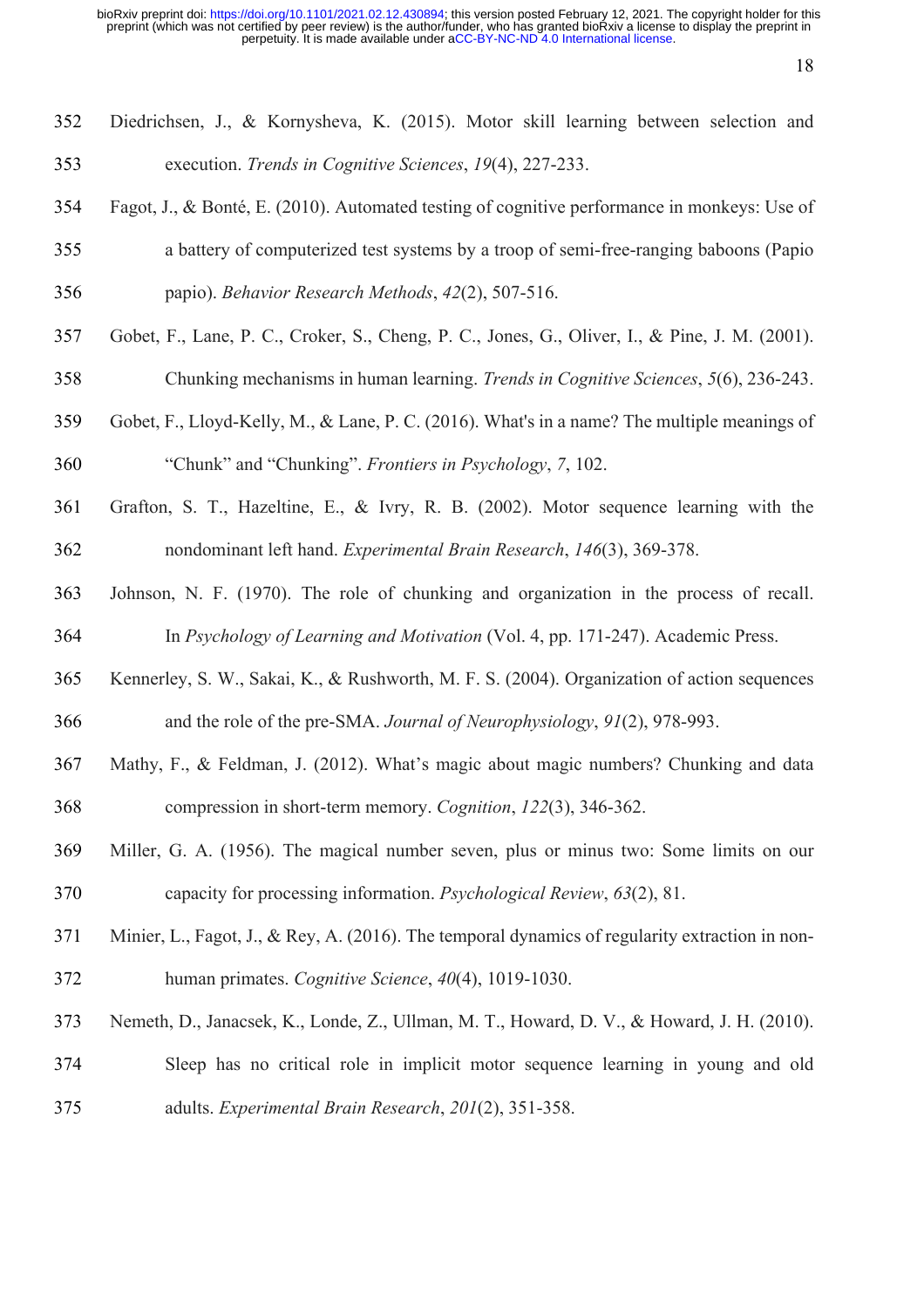Diedrichsen, J., & Kornysheva, K. (2015). Motor skill learning between selection and execution. *Trends in Cognitive Sciences*, *19*(4), 227-233.

Fagot, J., & Bonté, E. (2010). Automated testing of cognitive performance in monkeys: Use of a battery of computerized test systems by a troop of semi-free-ranging baboons (Papio papio). *Behavior Research Methods*, *42*(2), 507-516.

Gobet, F., Lane, P. C., Croker, S., Cheng, P. C., Jones, G., Oliver, I., & Pine, J. M. (2001). Chunking mechanisms in human learning. *Trends in Cognitive Sciences*, *5*(6), 236-243.

Gobet, F., Lloyd-Kelly, M., & Lane, P. C. (2016). What's in a name? The multiple meanings of "Chunk" and "Chunking". *Frontiers in Psychology*, *7*, 102.

Grafton, S. T., Hazeltine, E., & Ivry, R. B. (2002). Motor sequence learning with the nondominant left hand. *Experimental Brain Research*, *146*(3), 369-378.

Johnson, N. F. (1970). The role of chunking and organization in the process of recall. In *Psychology of Learning and Motivation* (Vol. 4, pp. 171-247). Academic Press.

Kennerley, S. W., Sakai, K., & Rushworth, M. F. S. (2004). Organization of action sequences and the role of the pre-SMA. *Journal of Neurophysiology*, *91*(2), 978-993.

Mathy, F., & Feldman, J. (2012). What's magic about magic numbers? Chunking and data compression in short-term memory. *Cognition*, *122*(3), 346-362.

Miller, G. A. (1956). The magical number seven, plus or minus two: Some limits on our capacity for processing information. *Psychological Review*, *63*(2), 81.

Minier, L., Fagot, J., & Rey, A. (2016). The temporal dynamics of regularity extraction in non-human primates. *Cognitive Science*, *40*(4), 1019-1030.

Nemeth, D., Janacsek, K., Londe, Z., Ullman, M. T., Howard, D. V., & Howard, J. H. (2010). Sleep has no critical role in implicit motor sequence learning in young and old adults. *Experimental Brain Research*, *201*(2), 351-358.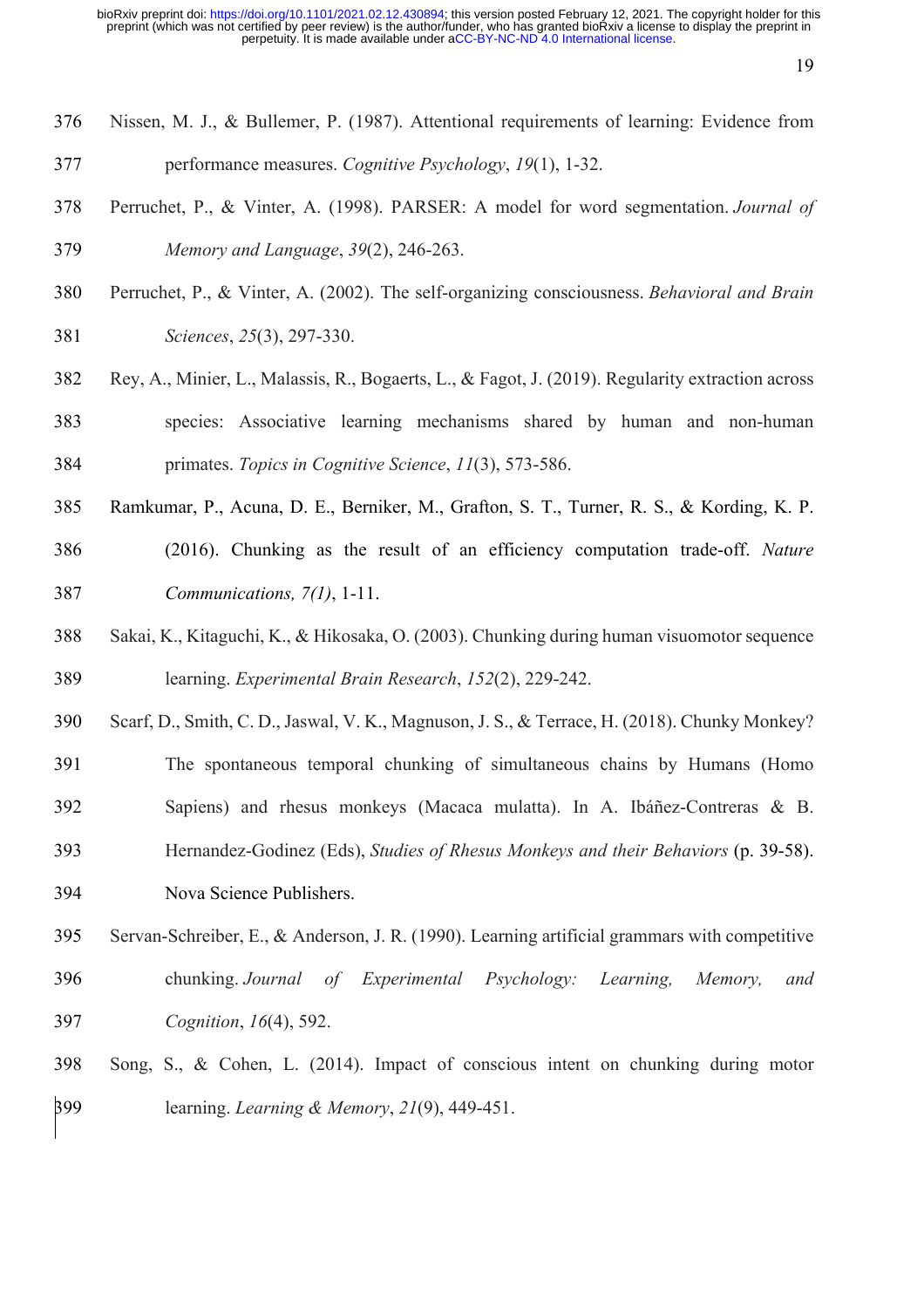Nissen, M. J., & Bullemer, P. (1987). Attentional requirements of learning: Evidence from performance measures. *Cognitive Psychology*, *19*(1), 1-32.

Perruchet, P., & Vinter, A. (1998). PARSER: A model for word segmentation. *Journal of Memory and Language*, *39*(2), 246-263.

Perruchet, P., & Vinter, A. (2002). The self-organizing consciousness. *Behavioral and Brain Sciences*, *25*(3), 297-330.

Rey, A., Minier, L., Malassis, R., Bogaerts, L., & Fagot, J. (2019). Regularity extraction across species: Associative learning mechanisms shared by human and non-human primates. *Topics in Cognitive Science*, *11*(3), 573-586.

Ramkumar, P., Acuna, D. E., Berniker, M., Grafton, S. T., Turner, R. S., & Kording, K. P. (2016). Chunking as the result of an efficiency computation trade-off. *Nature Communications, 7(1)*, 1-11.

Sakai, K., Kitaguchi, K., & Hikosaka, O. (2003). Chunking during human visuomotor sequence learning. *Experimental Brain Research*, *152*(2), 229-242.

Scarf, D., Smith, C. D., Jaswal, V. K., Magnuson, J. S., & Terrace, H. (2018). Chunky Monkey? The spontaneous temporal chunking of simultaneous chains by Humans (Homo Sapiens) and rhesus monkeys (Macaca mulatta). In A. Ibáñez-Contreras & B. Hernandez-Godinez (Eds), *Studies of Rhesus Monkeys and their Behaviors* (p. 39-58). Nova Science Publishers.

Servan-Schreiber, E., & Anderson, J. R. (1990). Learning artificial grammars with competitive chunking. *Journal of Experimental Psychology: Learning, Memory, and Cognition*, *16*(4), 592.

Song, S., & Cohen, L. (2014). Impact of conscious intent on chunking during motor learning. *Learning & Memory*, *21*(9), 449-451.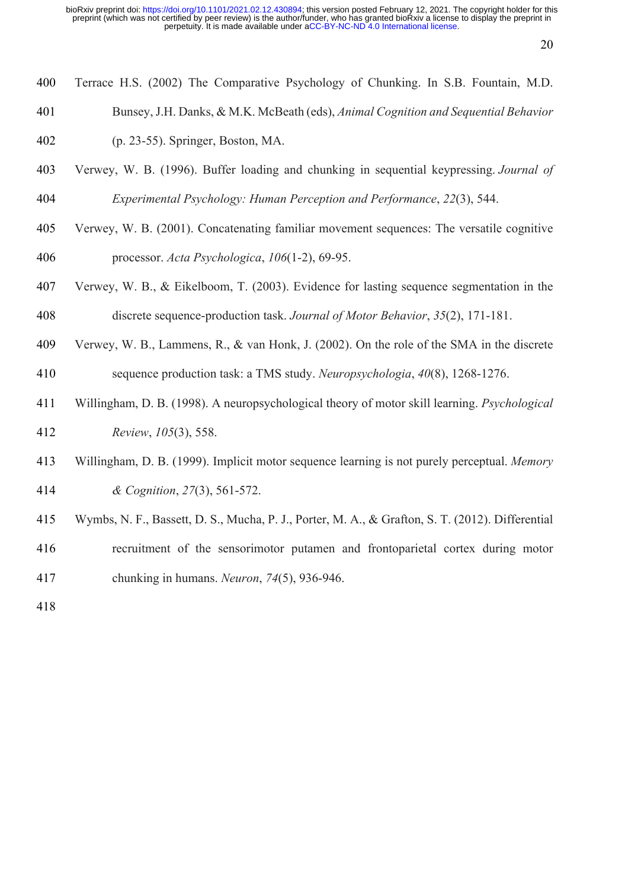Terrace H.S. (2002) The Comparative Psychology of Chunking. In S.B. Fountain, M.D. Bunsey, J.H. Danks, & M.K. McBeath (eds), *Animal Cognition and Sequential Behavior* (p. 23-55). Springer, Boston, MA.

Verwey, W. B. (1996). Buffer loading and chunking in sequential keypressing. *Journal of Experimental Psychology: Human Perception and Performance*, *22*(3), 544.

Verwey, W. B. (2001). Concatenating familiar movement sequences: The versatile cognitive processor. *Acta Psychologica*, *106*(1-2), 69-95.

Verwey, W. B., & Eikelboom, T. (2003). Evidence for lasting sequence segmentation in the discrete sequence-production task. *Journal of Motor Behavior*, *35*(2), 171-181.

Verwey, W. B., Lammens, R., & van Honk, J. (2002). On the role of the SMA in the discrete sequence production task: a TMS study. *Neuropsychologia*, *40*(8), 1268-1276.

Willingham, D. B. (1998). A neuropsychological theory of motor skill learning. *Psychological Review*, *105*(3), 558.

Willingham, D. B. (1999). Implicit motor sequence learning is not purely perceptual. *Memory & Cognition*, *27*(3), 561-572.

Wymbs, N. F., Bassett, D. S., Mucha, P. J., Porter, M. A., & Grafton, S. T. (2012). Differential recruitment of the sensorimotor putamen and frontoparietal cortex during motor chunking in humans. *Neuron*, *74*(5), 936-946.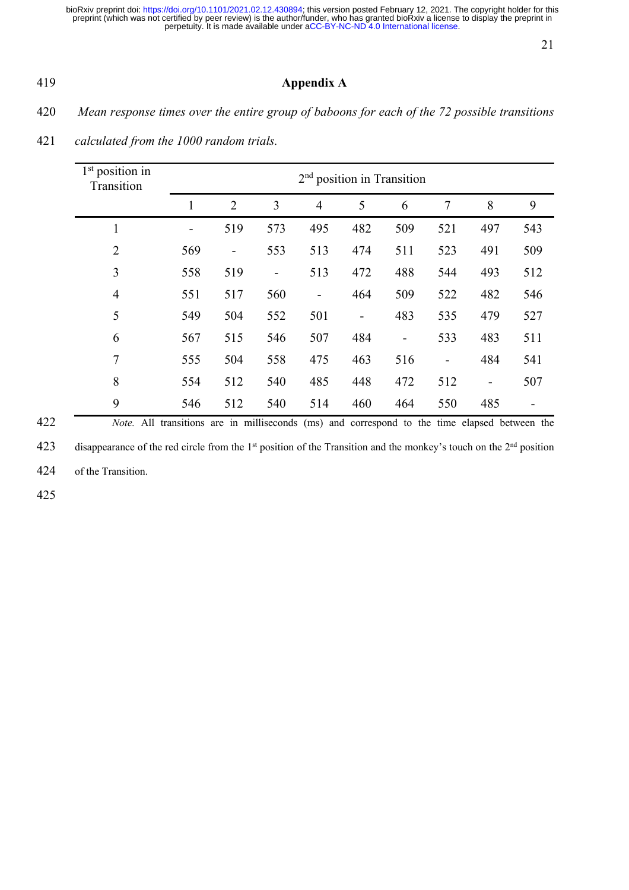# Appendix A

*Mean response times over the entire group of baboons for each of the 72 possible transitions calculated from the 1000 random trials.*

| 1st position in Transition | 2nd position in Transition | | | | | | | | |
|---|---|---|---|---|---|---|---|---|---|
| | 1 | 2 | 3 | 4 | 5 | 6 | 7 | 8 | 9 |
| 1 | - | 519 | 573 | 495 | 482 | 509 | 521 | 497 | 543 |
| 2 | 569 | - | 553 | 513 | 474 | 511 | 523 | 491 | 509 |
| 3 | 558 | 519 | - | 513 | 472 | 488 | 544 | 493 | 512 |
| 4 | 551 | 517 | 560 | - | 464 | 509 | 522 | 482 | 546 |
| 5 | 549 | 504 | 552 | 501 | - | 483 | 535 | 479 | 527 |
| 6 | 567 | 515 | 546 | 507 | 484 | - | 533 | 483 | 511 |
| 7 | 555 | 504 | 558 | 475 | 463 | 516 | - | 484 | 541 |
| 8 | 554 | 512 | 540 | 485 | 448 | 472 | 512 | - | 507 |
| 9 | 546 | 512 | 540 | 514 | 460 | 464 | 550 | 485 | - |

*Note.* All transitions are in milliseconds (ms) and correspond to the time elapsed between the disappearance of the red circle from the 1st position of the Transition and the monkey's touch on the 2nd position of the Transition.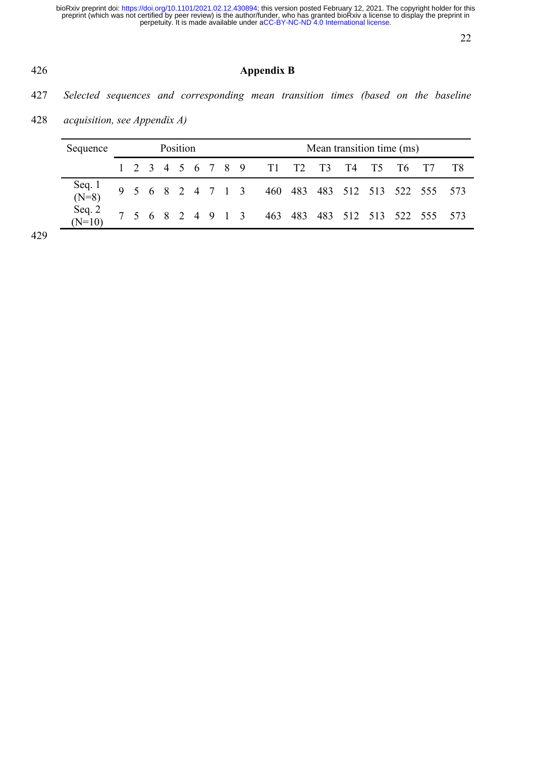## Appendix B

*Selected sequences and corresponding mean transition times (based on the baseline acquisition, see Appendix A)*

| Sequence | Position | | | | | | | | | Mean transition time (ms) | | | | | | | |
|---|---|---|---|---|---|---|---|---|---|---|---|---|---|---|---|---|---|
| | 1 | 2 | 3 | 4 | 5 | 6 | 7 | 8 | 9 | T1 | T2 | T3 | T4 | T5 | T6 | T7 | T8 |
| Seq. 1 (N=8) | 9 | 5 | 6 | 8 | 2 | 4 | 7 | 1 | 3 | 460 | 483 | 483 | 512 | 513 | 522 | 555 | 573 |
| Seq. 2 (N=10) | 7 | 5 | 6 | 8 | 2 | 4 | 9 | 1 | 3 | 463 | 483 | 483 | 512 | 513 | 522 | 555 | 573 |